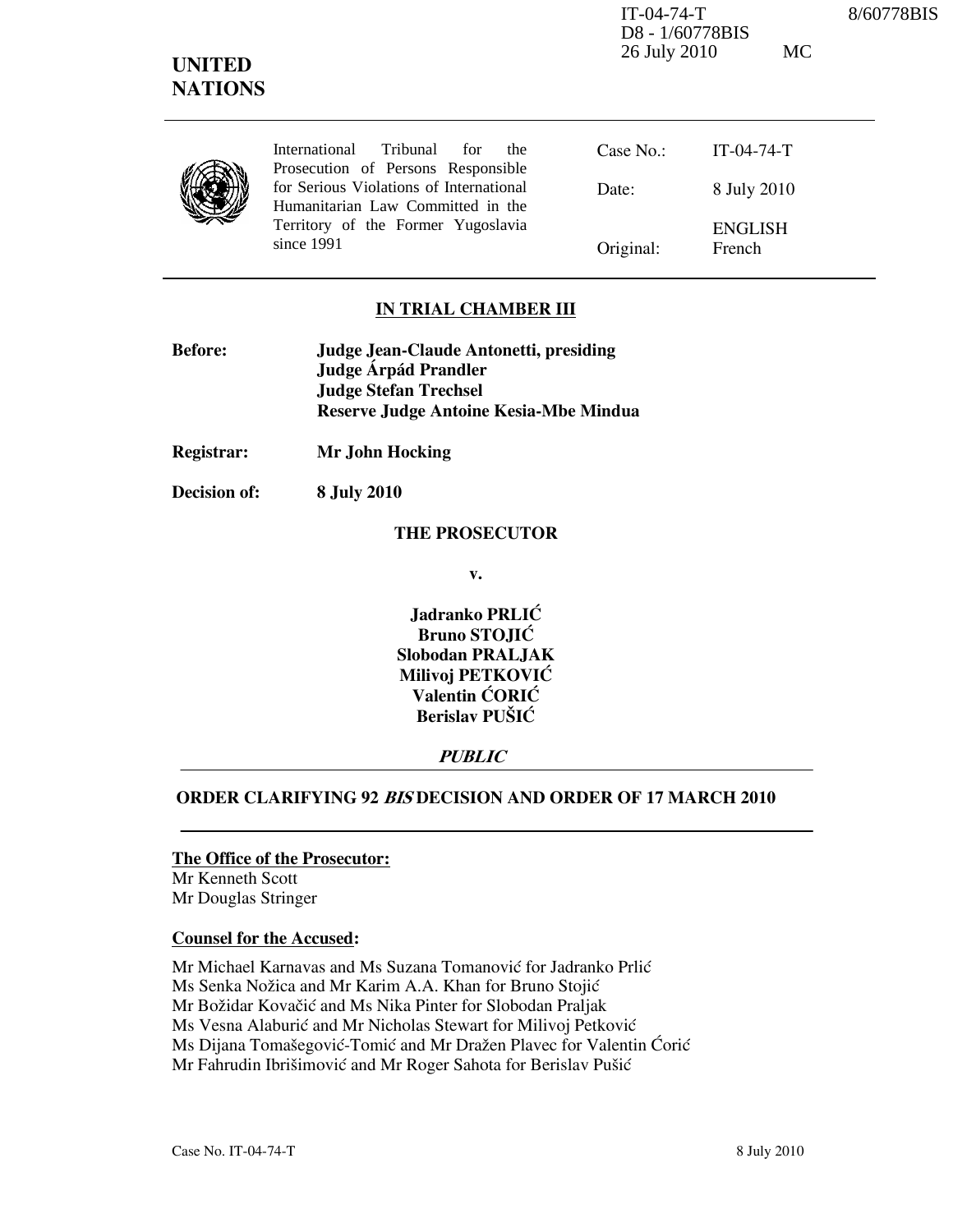IT-04-74-T
D8 - 1/60778BIS
26 July 2010 MC

8/60778BIS

**UNITED NATIONS**

International Tribunal for the Prosecution of Persons Responsible for Serious Violations of International Humanitarian Law Committed in the Territory of the Former Yugoslavia since 1991

| | |
|---|---|
| Case No.: | IT-04-74-T |
| Date: | 8 July 2010 |
| Original: | ENGLISH French |

## IN TRIAL CHAMBER III

**Before:** **Judge Jean-Claude Antonetti, presiding**
**Judge Árpád Prandler**
**Judge Stefan Trechsel**
**Reserve Judge Antoine Kesia-Mbe Mindua**

**Registrar:** **Mr John Hocking**

**Decision of:** **8 July 2010**

**THE PROSECUTOR**

**v.**

**Jadranko PRLIĆ**
**Bruno STOJIĆ**
**Slobodan PRALJAK**
**Milivoj PETKOVIĆ**
**Valentin ĆORIĆ**
**Berislav PUŠIĆ**

***PUBLIC***

## ORDER CLARIFYING 92 *BIS* DECISION AND ORDER OF 17 MARCH 2010

**The Office of the Prosecutor:**
Mr Kenneth Scott
Mr Douglas Stringer

**Counsel for the Accused:**

Mr Michael Karnavas and Ms Suzana Tomanović for Jadranko Prlić
Ms Senka Nožica and Mr Karim A.A. Khan for Bruno Stojić
Mr Božidar Kovačić and Ms Nika Pinter for Slobodan Praljak
Ms Vesna Alaburić and Mr Nicholas Stewart for Milivoj Petković
Ms Dijana Tomašegović-Tomić and Mr Dražen Plavec for Valentin Ćorić
Mr Fahrudin Ibrišimović and Mr Roger Sahota for Berislav Pušić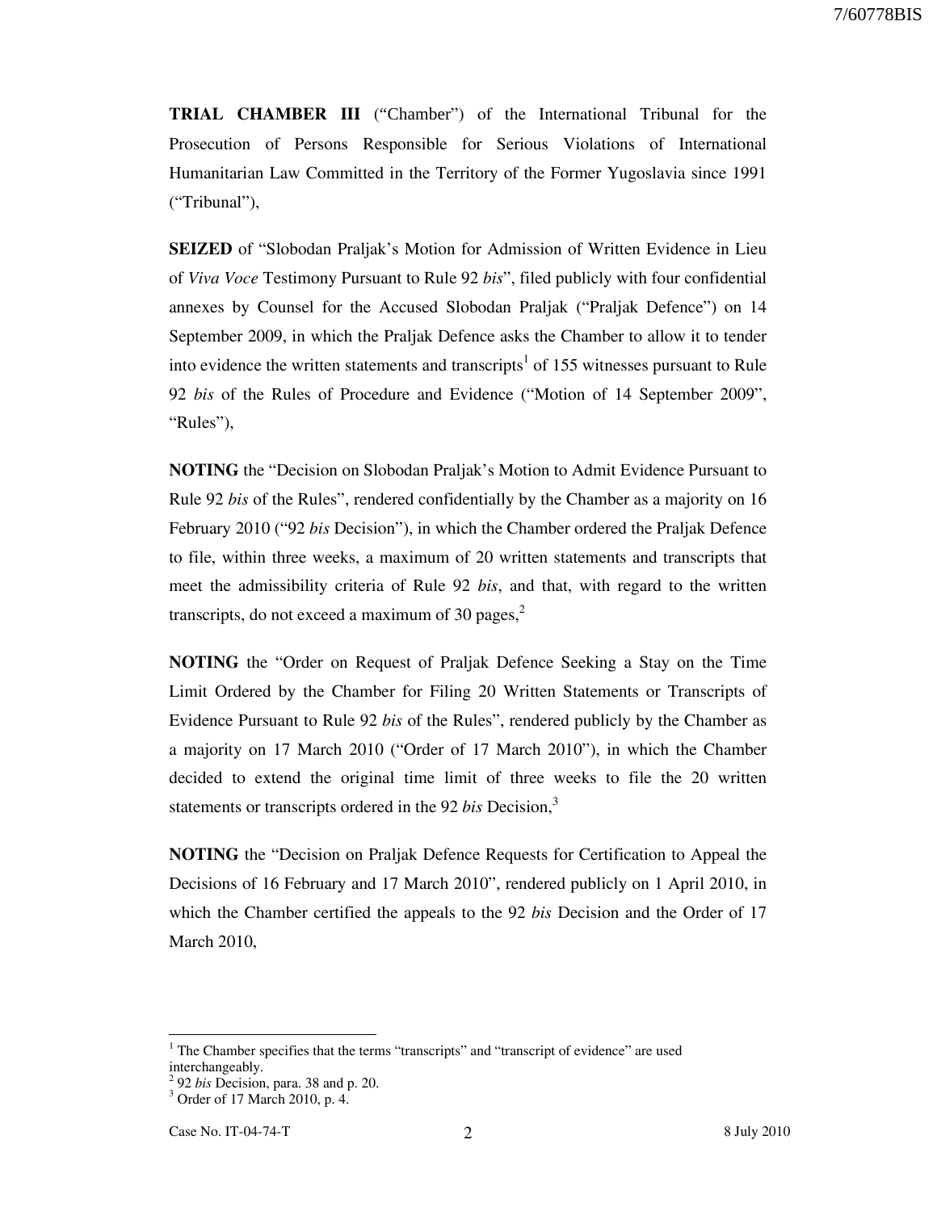**TRIAL CHAMBER III** ("Chamber") of the International Tribunal for the Prosecution of Persons Responsible for Serious Violations of International Humanitarian Law Committed in the Territory of the Former Yugoslavia since 1991 ("Tribunal"),

**SEIZED** of "Slobodan Praljak's Motion for Admission of Written Evidence in Lieu of *Viva Voce* Testimony Pursuant to Rule 92 *bis*", filed publicly with four confidential annexes by Counsel for the Accused Slobodan Praljak ("Praljak Defence") on 14 September 2009, in which the Praljak Defence asks the Chamber to allow it to tender into evidence the written statements and transcripts[1] of 155 witnesses pursuant to Rule 92 *bis* of the Rules of Procedure and Evidence ("Motion of 14 September 2009", "Rules"),

**NOTING** the "Decision on Slobodan Praljak's Motion to Admit Evidence Pursuant to Rule 92 *bis* of the Rules", rendered confidentially by the Chamber as a majority on 16 February 2010 ("92 *bis* Decision"), in which the Chamber ordered the Praljak Defence to file, within three weeks, a maximum of 20 written statements and transcripts that meet the admissibility criteria of Rule 92 *bis*, and that, with regard to the written transcripts, do not exceed a maximum of 30 pages,[2]

**NOTING** the "Order on Request of Praljak Defence Seeking a Stay on the Time Limit Ordered by the Chamber for Filing 20 Written Statements or Transcripts of Evidence Pursuant to Rule 92 *bis* of the Rules", rendered publicly by the Chamber as a majority on 17 March 2010 ("Order of 17 March 2010"), in which the Chamber decided to extend the original time limit of three weeks to file the 20 written statements or transcripts ordered in the 92 *bis* Decision,[3]

**NOTING** the "Decision on Praljak Defence Requests for Certification to Appeal the Decisions of 16 February and 17 March 2010", rendered publicly on 1 April 2010, in which the Chamber certified the appeals to the 92 *bis* Decision and the Order of 17 March 2010,

---

[1] The Chamber specifies that the terms "transcripts" and "transcript of evidence" are used interchangeably.

[2] 92 *bis* Decision, para. 38 and p. 20.

[3] Order of 17 March 2010, p. 4.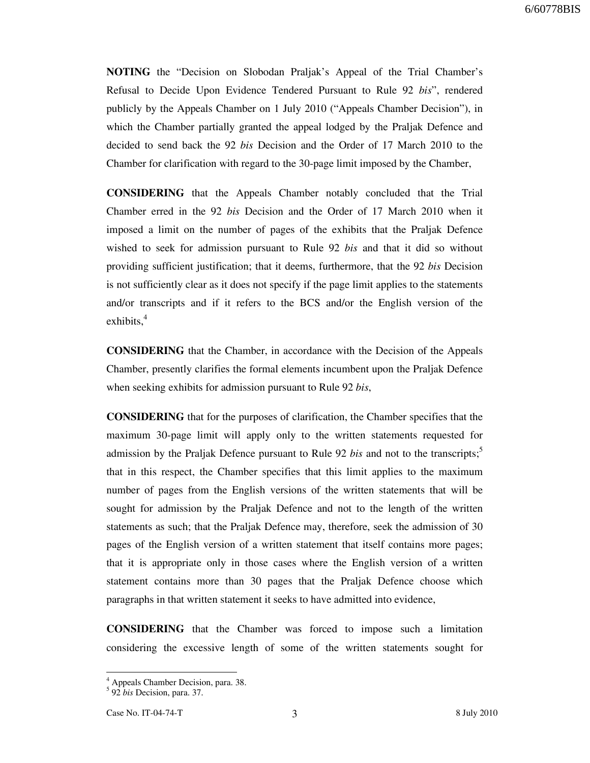**NOTING** the "Decision on Slobodan Praljak's Appeal of the Trial Chamber's Refusal to Decide Upon Evidence Tendered Pursuant to Rule 92 *bis*", rendered publicly by the Appeals Chamber on 1 July 2010 ("Appeals Chamber Decision"), in which the Chamber partially granted the appeal lodged by the Praljak Defence and decided to send back the 92 *bis* Decision and the Order of 17 March 2010 to the Chamber for clarification with regard to the 30-page limit imposed by the Chamber,

**CONSIDERING** that the Appeals Chamber notably concluded that the Trial Chamber erred in the 92 *bis* Decision and the Order of 17 March 2010 when it imposed a limit on the number of pages of the exhibits that the Praljak Defence wished to seek for admission pursuant to Rule 92 *bis* and that it did so without providing sufficient justification; that it deems, furthermore, that the 92 *bis* Decision is not sufficiently clear as it does not specify if the page limit applies to the statements and/or transcripts and if it refers to the BCS and/or the English version of the exhibits,[4]

**CONSIDERING** that the Chamber, in accordance with the Decision of the Appeals Chamber, presently clarifies the formal elements incumbent upon the Praljak Defence when seeking exhibits for admission pursuant to Rule 92 *bis*,

**CONSIDERING** that for the purposes of clarification, the Chamber specifies that the maximum 30-page limit will apply only to the written statements requested for admission by the Praljak Defence pursuant to Rule 92 *bis* and not to the transcripts;[5] that in this respect, the Chamber specifies that this limit applies to the maximum number of pages from the English versions of the written statements that will be sought for admission by the Praljak Defence and not to the length of the written statements as such; that the Praljak Defence may, therefore, seek the admission of 30 pages of the English version of a written statement that itself contains more pages; that it is appropriate only in those cases where the English version of a written statement contains more than 30 pages that the Praljak Defence choose which paragraphs in that written statement it seeks to have admitted into evidence,

**CONSIDERING** that the Chamber was forced to impose such a limitation considering the excessive length of some of the written statements sought for

---

[4] Appeals Chamber Decision, para. 38.

[5] 92 *bis* Decision, para. 37.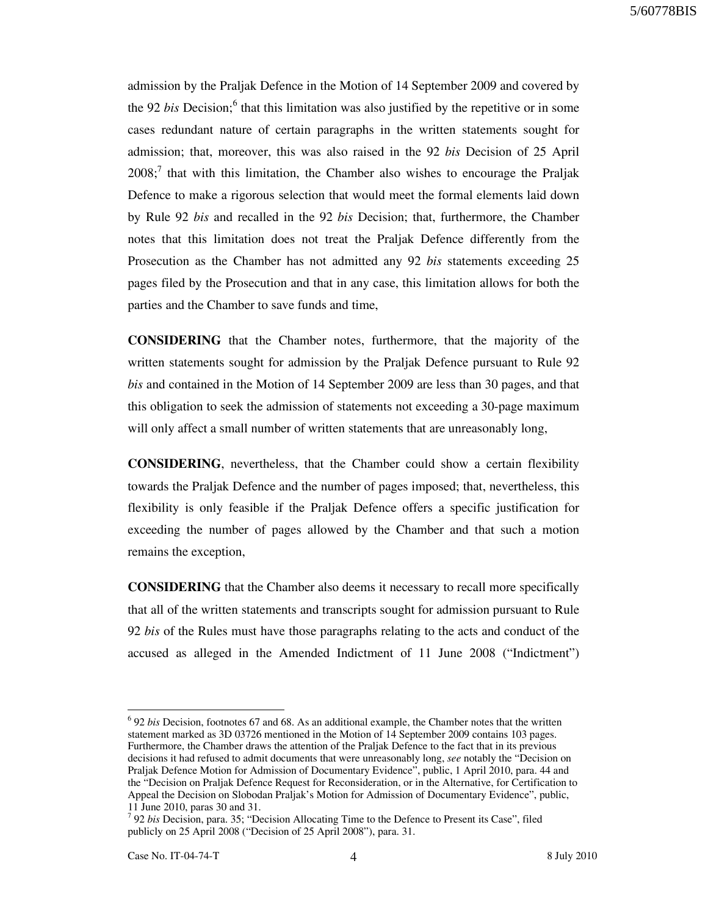admission by the Praljak Defence in the Motion of 14 September 2009 and covered by the 92 *bis* Decision;[6] that this limitation was also justified by the repetitive or in some cases redundant nature of certain paragraphs in the written statements sought for admission; that, moreover, this was also raised in the 92 *bis* Decision of 25 April 2008;[7] that with this limitation, the Chamber also wishes to encourage the Praljak Defence to make a rigorous selection that would meet the formal elements laid down by Rule 92 *bis* and recalled in the 92 *bis* Decision; that, furthermore, the Chamber notes that this limitation does not treat the Praljak Defence differently from the Prosecution as the Chamber has not admitted any 92 *bis* statements exceeding 25 pages filed by the Prosecution and that in any case, this limitation allows for both the parties and the Chamber to save funds and time,

**CONSIDERING** that the Chamber notes, furthermore, that the majority of the written statements sought for admission by the Praljak Defence pursuant to Rule 92 *bis* and contained in the Motion of 14 September 2009 are less than 30 pages, and that this obligation to seek the admission of statements not exceeding a 30-page maximum will only affect a small number of written statements that are unreasonably long,

**CONSIDERING**, nevertheless, that the Chamber could show a certain flexibility towards the Praljak Defence and the number of pages imposed; that, nevertheless, this flexibility is only feasible if the Praljak Defence offers a specific justification for exceeding the number of pages allowed by the Chamber and that such a motion remains the exception,

**CONSIDERING** that the Chamber also deems it necessary to recall more specifically that all of the written statements and transcripts sought for admission pursuant to Rule 92 *bis* of the Rules must have those paragraphs relating to the acts and conduct of the accused as alleged in the Amended Indictment of 11 June 2008 ("Indictment")

---

[6] 92 *bis* Decision, footnotes 67 and 68. As an additional example, the Chamber notes that the written statement marked as 3D 03726 mentioned in the Motion of 14 September 2009 contains 103 pages. Furthermore, the Chamber draws the attention of the Praljak Defence to the fact that in its previous decisions it had refused to admit documents that were unreasonably long, *see* notably the "Decision on Praljak Defence Motion for Admission of Documentary Evidence", public, 1 April 2010, para. 44 and the "Decision on Praljak Defence Request for Reconsideration, or in the Alternative, for Certification to Appeal the Decision on Slobodan Praljak's Motion for Admission of Documentary Evidence", public, 11 June 2010, paras 30 and 31.

[7] 92 *bis* Decision, para. 35; "Decision Allocating Time to the Defence to Present its Case", filed publicly on 25 April 2008 ("Decision of 25 April 2008"), para. 31.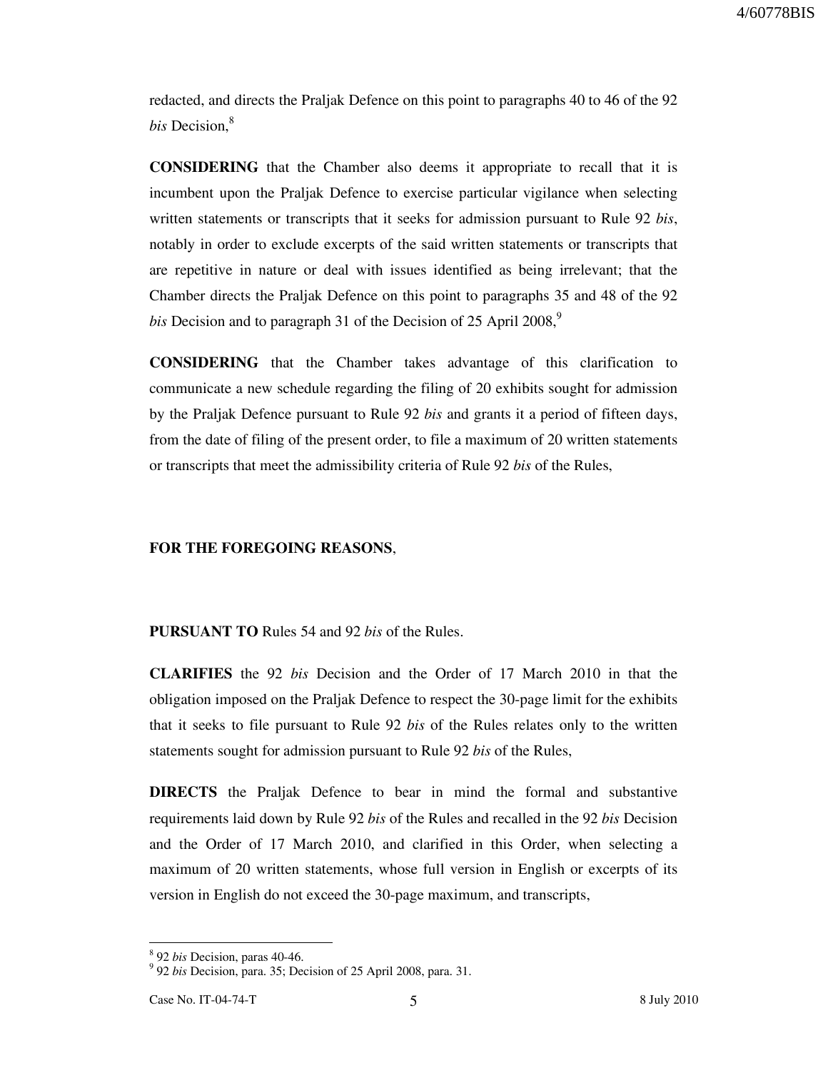redacted, and directs the Praljak Defence on this point to paragraphs 40 to 46 of the 92 *bis* Decision,[8]

**CONSIDERING** that the Chamber also deems it appropriate to recall that it is incumbent upon the Praljak Defence to exercise particular vigilance when selecting written statements or transcripts that it seeks for admission pursuant to Rule 92 *bis*, notably in order to exclude excerpts of the said written statements or transcripts that are repetitive in nature or deal with issues identified as being irrelevant; that the Chamber directs the Praljak Defence on this point to paragraphs 35 and 48 of the 92 *bis* Decision and to paragraph 31 of the Decision of 25 April 2008,[9]

**CONSIDERING** that the Chamber takes advantage of this clarification to communicate a new schedule regarding the filing of 20 exhibits sought for admission by the Praljak Defence pursuant to Rule 92 *bis* and grants it a period of fifteen days, from the date of filing of the present order, to file a maximum of 20 written statements or transcripts that meet the admissibility criteria of Rule 92 *bis* of the Rules,

**FOR THE FOREGOING REASONS**,

**PURSUANT TO** Rules 54 and 92 *bis* of the Rules.

**CLARIFIES** the 92 *bis* Decision and the Order of 17 March 2010 in that the obligation imposed on the Praljak Defence to respect the 30-page limit for the exhibits that it seeks to file pursuant to Rule 92 *bis* of the Rules relates only to the written statements sought for admission pursuant to Rule 92 *bis* of the Rules,

**DIRECTS** the Praljak Defence to bear in mind the formal and substantive requirements laid down by Rule 92 *bis* of the Rules and recalled in the 92 *bis* Decision and the Order of 17 March 2010, and clarified in this Order, when selecting a maximum of 20 written statements, whose full version in English or excerpts of its version in English do not exceed the 30-page maximum, and transcripts,

---

[8] 92 *bis* Decision, paras 40-46.

[9] 92 *bis* Decision, para. 35; Decision of 25 April 2008, para. 31.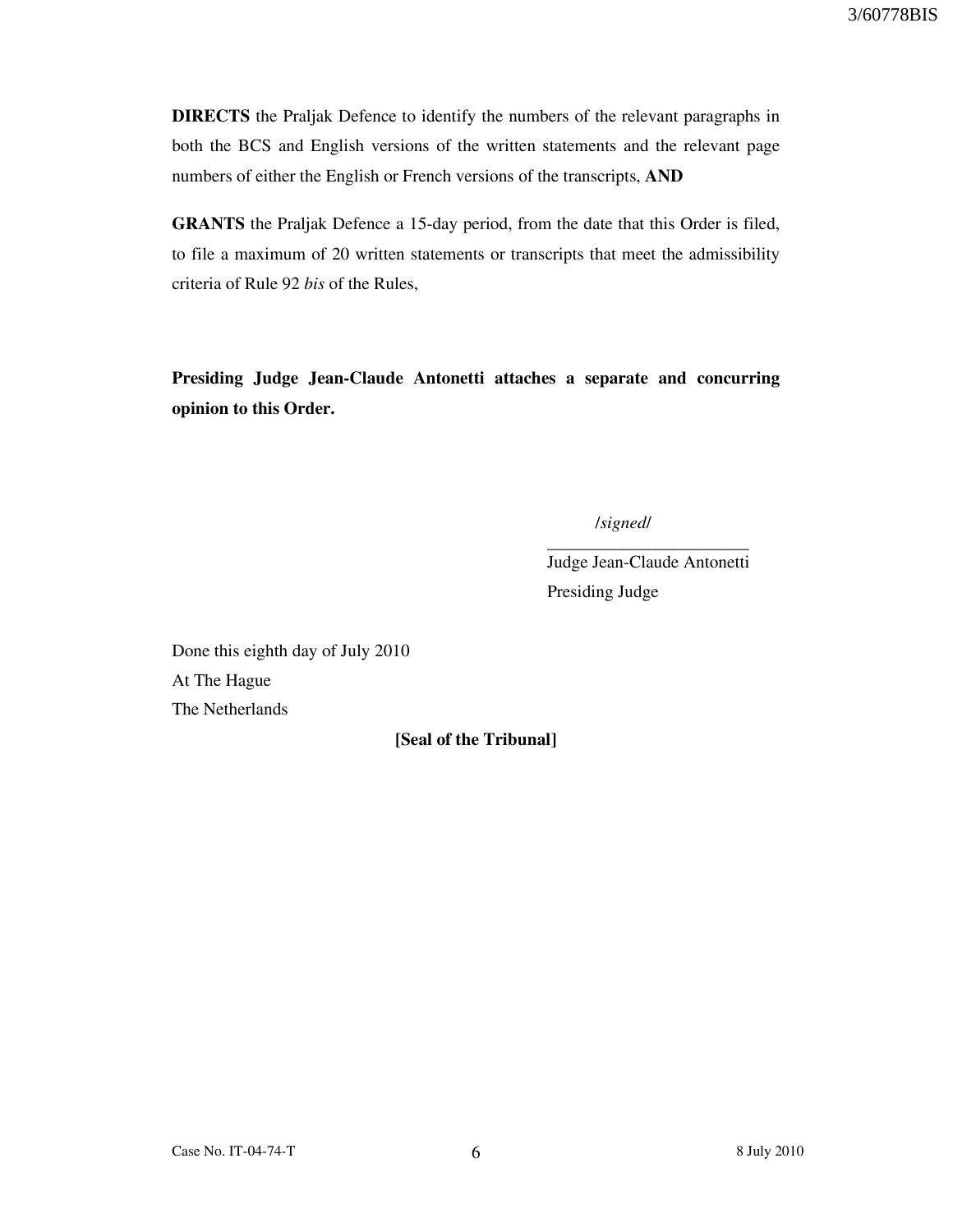**DIRECTS** the Praljak Defence to identify the numbers of the relevant paragraphs in both the BCS and English versions of the written statements and the relevant page numbers of either the English or French versions of the transcripts, **AND**

**GRANTS** the Praljak Defence a 15-day period, from the date that this Order is filed, to file a maximum of 20 written statements or transcripts that meet the admissibility criteria of Rule 92 *bis* of the Rules,

**Presiding Judge Jean-Claude Antonetti attaches a separate and concurring opinion to this Order.**

/*signed*/

_______________________

Judge Jean-Claude Antonetti

Presiding Judge

Done this eighth day of July 2010

At The Hague

The Netherlands

**[Seal of the Tribunal]**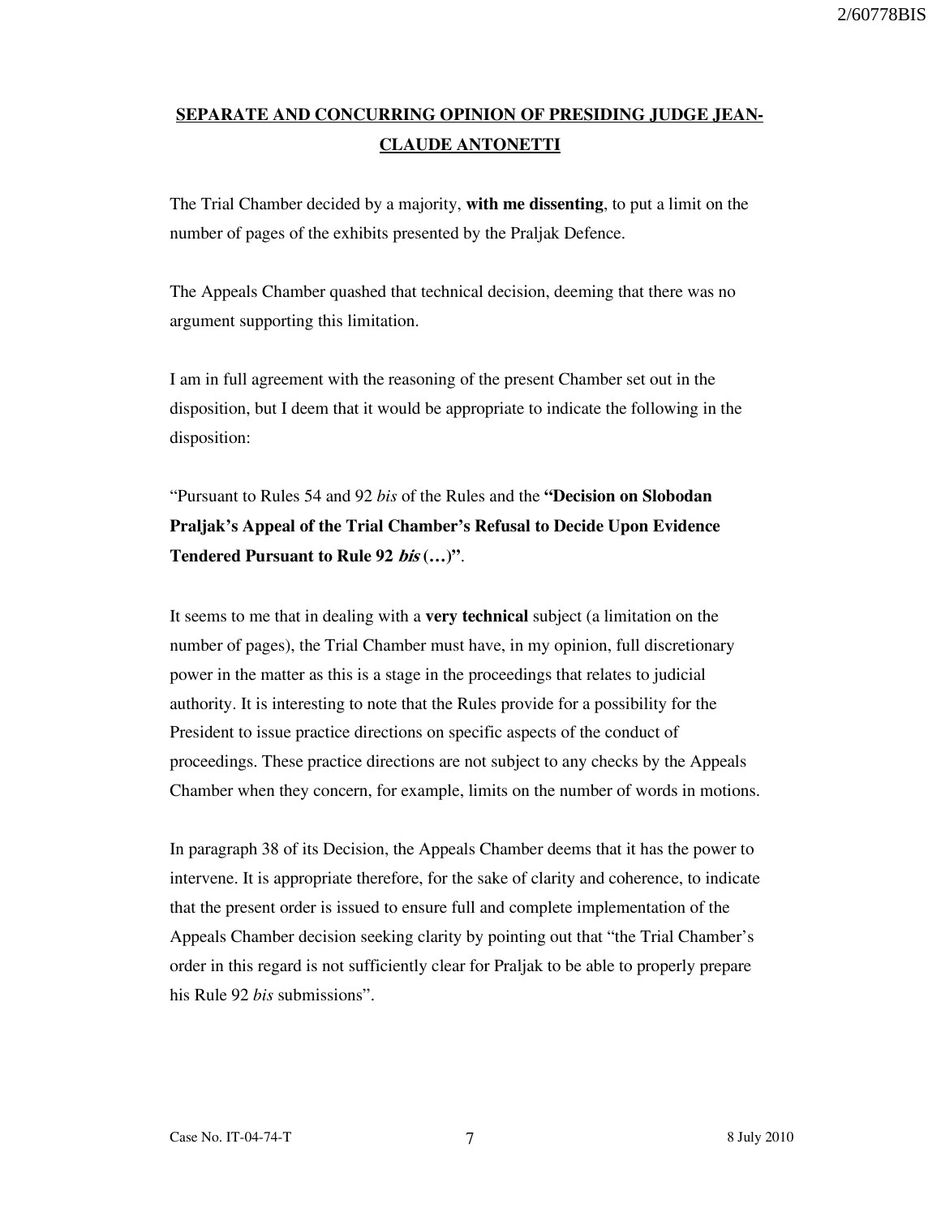## SEPARATE AND CONCURRING OPINION OF PRESIDING JUDGE JEAN-CLAUDE ANTONETTI

The Trial Chamber decided by a majority, **with me dissenting**, to put a limit on the number of pages of the exhibits presented by the Praljak Defence.

The Appeals Chamber quashed that technical decision, deeming that there was no argument supporting this limitation.

I am in full agreement with the reasoning of the present Chamber set out in the disposition, but I deem that it would be appropriate to indicate the following in the disposition:

"Pursuant to Rules 54 and 92 *bis* of the Rules and the **"Decision on Slobodan Praljak's Appeal of the Trial Chamber's Refusal to Decide Upon Evidence Tendered Pursuant to Rule 92 *bis* (…)"**.

It seems to me that in dealing with a **very technical** subject (a limitation on the number of pages), the Trial Chamber must have, in my opinion, full discretionary power in the matter as this is a stage in the proceedings that relates to judicial authority. It is interesting to note that the Rules provide for a possibility for the President to issue practice directions on specific aspects of the conduct of proceedings. These practice directions are not subject to any checks by the Appeals Chamber when they concern, for example, limits on the number of words in motions.

In paragraph 38 of its Decision, the Appeals Chamber deems that it has the power to intervene. It is appropriate therefore, for the sake of clarity and coherence, to indicate that the present order is issued to ensure full and complete implementation of the Appeals Chamber decision seeking clarity by pointing out that "the Trial Chamber's order in this regard is not sufficiently clear for Praljak to be able to properly prepare his Rule 92 *bis* submissions".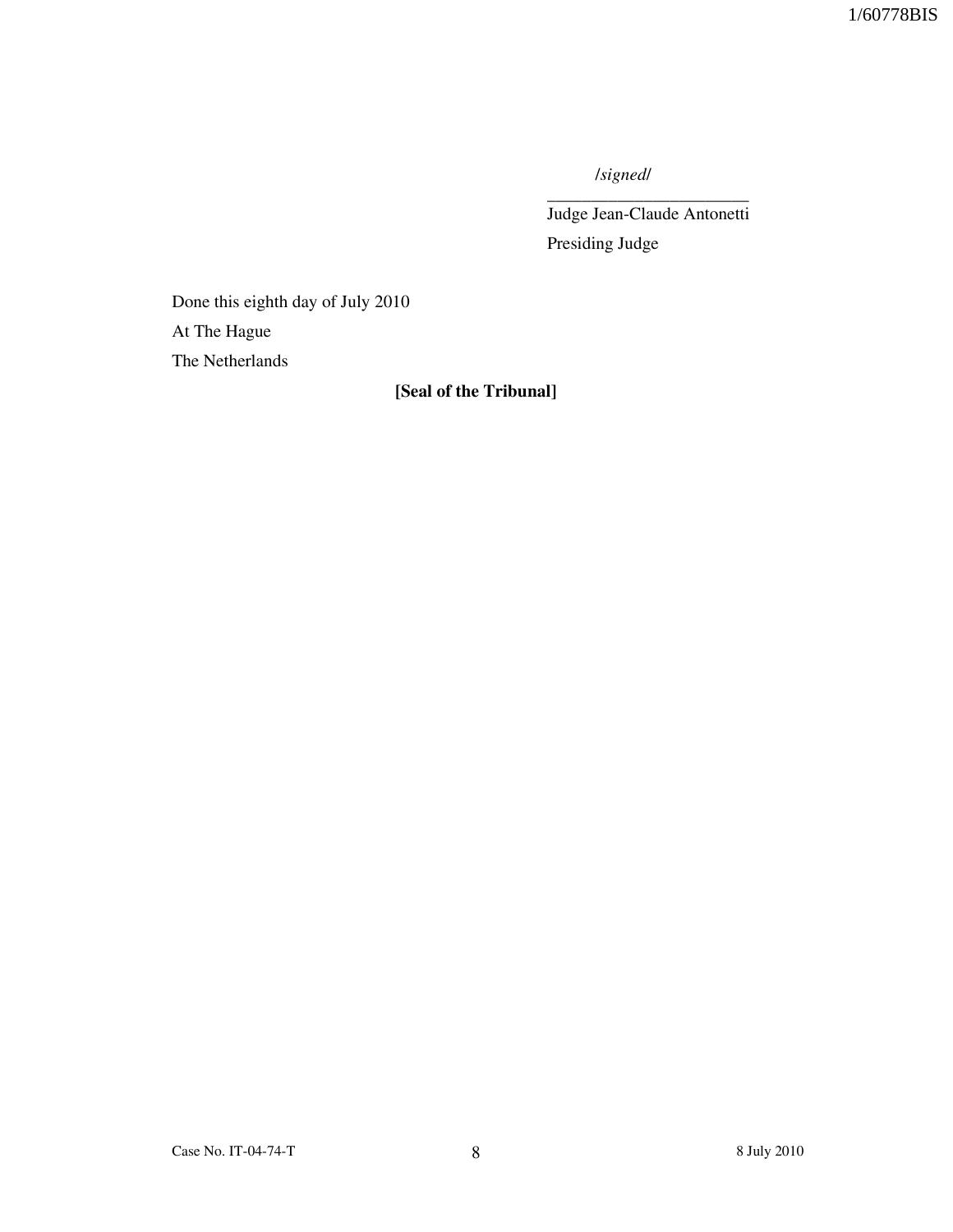/*signed*/

_______________________

Judge Jean-Claude Antonetti

Presiding Judge

Done this eighth day of July 2010

At The Hague

The Netherlands

**[Seal of the Tribunal]**